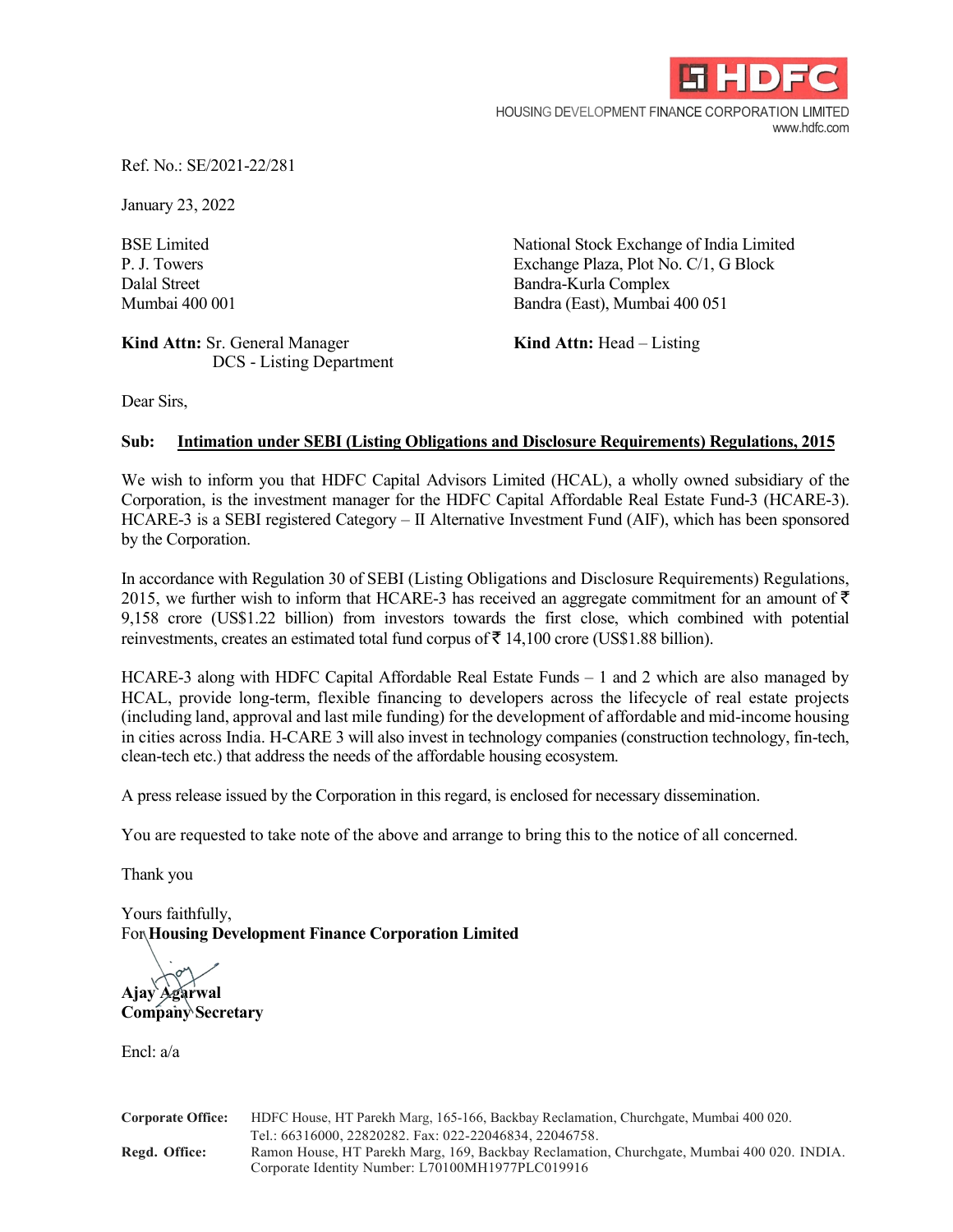HOUSING DEVELOPMENT FINANCE CORPORATION LIMITED
www.hdfc.com

Ref. No.: SE/2021-22/281

January 23, 2022

BSE Limited
P. J. Towers
Dalal Street
Mumbai 400 001

**Kind Attn:** Sr. General Manager
DCS - Listing Department

National Stock Exchange of India Limited
Exchange Plaza, Plot No. C/1, G Block
Bandra-Kurla Complex
Bandra (East), Mumbai 400 051

**Kind Attn:** Head – Listing

Dear Sirs,

**Sub: Intimation under SEBI (Listing Obligations and Disclosure Requirements) Regulations, 2015**

We wish to inform you that HDFC Capital Advisors Limited (HCAL), a wholly owned subsidiary of the Corporation, is the investment manager for the HDFC Capital Affordable Real Estate Fund-3 (HCARE-3). HCARE-3 is a SEBI registered Category – II Alternative Investment Fund (AIF), which has been sponsored by the Corporation.

In accordance with Regulation 30 of SEBI (Listing Obligations and Disclosure Requirements) Regulations, 2015, we further wish to inform that HCARE-3 has received an aggregate commitment for an amount of ₹ 9,158 crore (US$1.22 billion) from investors towards the first close, which combined with potential reinvestments, creates an estimated total fund corpus of ₹ 14,100 crore (US$1.88 billion).

HCARE-3 along with HDFC Capital Affordable Real Estate Funds – 1 and 2 which are also managed by HCAL, provide long-term, flexible financing to developers across the lifecycle of real estate projects (including land, approval and last mile funding) for the development of affordable and mid-income housing in cities across India. H-CARE 3 will also invest in technology companies (construction technology, fin-tech, clean-tech etc.) that address the needs of the affordable housing ecosystem.

A press release issued by the Corporation in this regard, is enclosed for necessary dissemination.

You are requested to take note of the above and arrange to bring this to the notice of all concerned.

Thank you

Yours faithfully,
For **Housing Development Finance Corporation Limited**

**Ajay Agarwal**
**Company Secretary**

Encl: a/a

**Corporate Office:** HDFC House, HT Parekh Marg, 165-166, Backbay Reclamation, Churchgate, Mumbai 400 020. Tel.: 66316000, 22820282. Fax: 022-22046834, 22046758.
**Regd. Office:** Ramon House, HT Parekh Marg, 169, Backbay Reclamation, Churchgate, Mumbai 400 020. INDIA. Corporate Identity Number: L70100MH1977PLC019916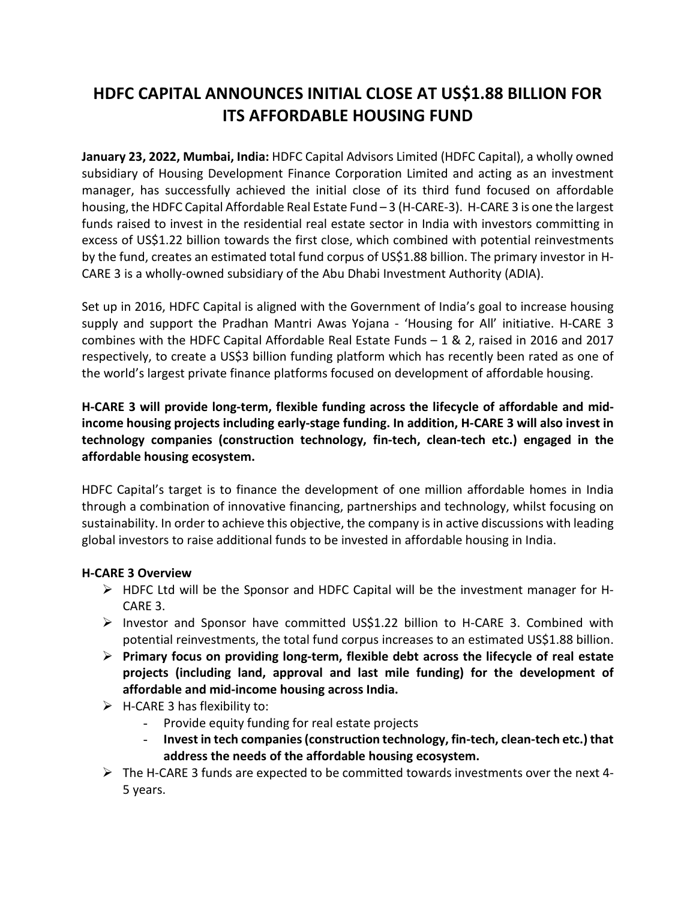# HDFC CAPITAL ANNOUNCES INITIAL CLOSE AT US$1.88 BILLION FOR ITS AFFORDABLE HOUSING FUND

**January 23, 2022, Mumbai, India:** HDFC Capital Advisors Limited (HDFC Capital), a wholly owned subsidiary of Housing Development Finance Corporation Limited and acting as an investment manager, has successfully achieved the initial close of its third fund focused on affordable housing, the HDFC Capital Affordable Real Estate Fund – 3 (H-CARE-3). H-CARE 3 is one the largest funds raised to invest in the residential real estate sector in India with investors committing in excess of US$1.22 billion towards the first close, which combined with potential reinvestments by the fund, creates an estimated total fund corpus of US$1.88 billion. The primary investor in H-CARE 3 is a wholly-owned subsidiary of the Abu Dhabi Investment Authority (ADIA).

Set up in 2016, HDFC Capital is aligned with the Government of India's goal to increase housing supply and support the Pradhan Mantri Awas Yojana - 'Housing for All' initiative. H-CARE 3 combines with the HDFC Capital Affordable Real Estate Funds – 1 & 2, raised in 2016 and 2017 respectively, to create a US$3 billion funding platform which has recently been rated as one of the world's largest private finance platforms focused on development of affordable housing.

**H-CARE 3 will provide long-term, flexible funding across the lifecycle of affordable and mid-income housing projects including early-stage funding. In addition, H-CARE 3 will also invest in technology companies (construction technology, fin-tech, clean-tech etc.) engaged in the affordable housing ecosystem.**

HDFC Capital's target is to finance the development of one million affordable homes in India through a combination of innovative financing, partnerships and technology, whilst focusing on sustainability. In order to achieve this objective, the company is in active discussions with leading global investors to raise additional funds to be invested in affordable housing in India.

**H-CARE 3 Overview**

- HDFC Ltd will be the Sponsor and HDFC Capital will be the investment manager for H-CARE 3.
- Investor and Sponsor have committed US$1.22 billion to H-CARE 3. Combined with potential reinvestments, the total fund corpus increases to an estimated US$1.88 billion.
- **Primary focus on providing long-term, flexible debt across the lifecycle of real estate projects (including land, approval and last mile funding) for the development of affordable and mid-income housing across India.**
- H-CARE 3 has flexibility to:
  - Provide equity funding for real estate projects
  - **Invest in tech companies (construction technology, fin-tech, clean-tech etc.) that address the needs of the affordable housing ecosystem.**
- The H-CARE 3 funds are expected to be committed towards investments over the next 4-5 years.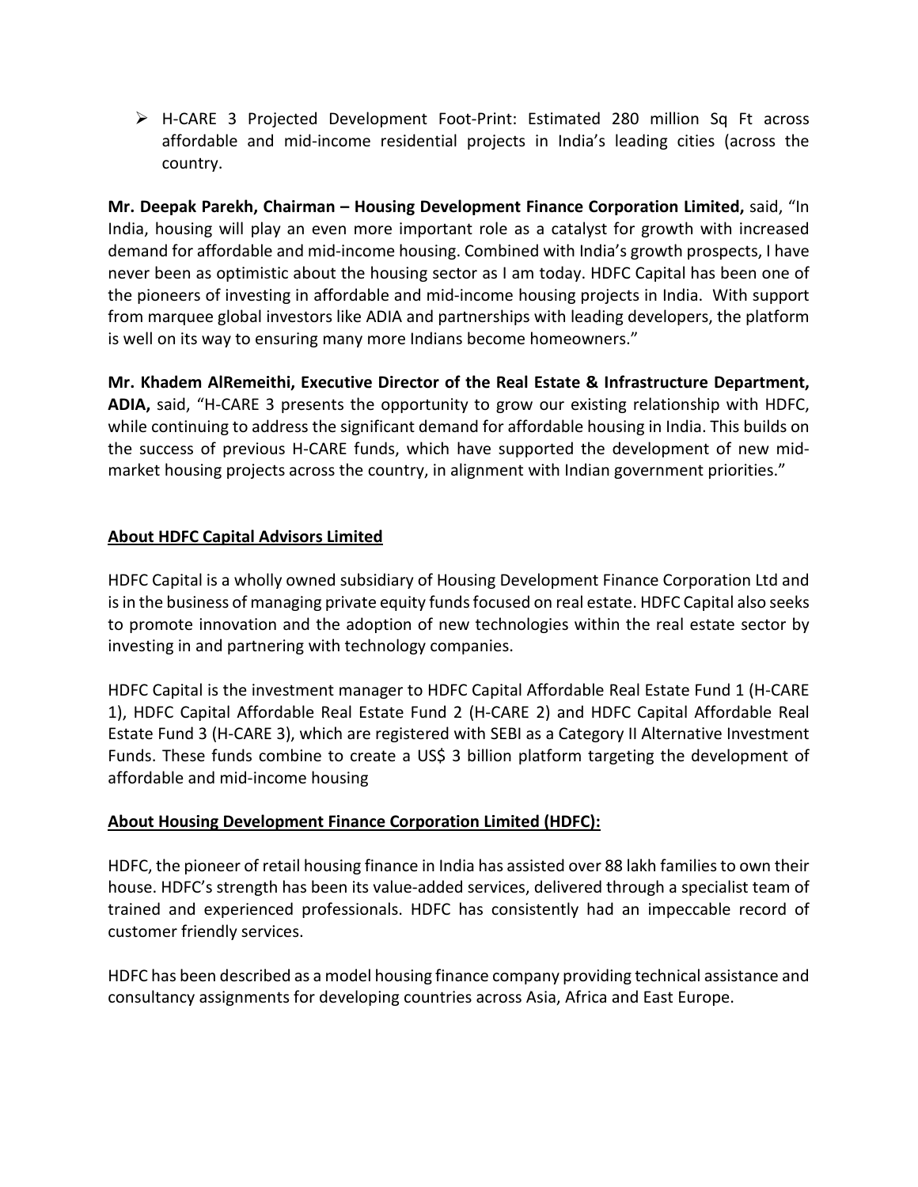- H-CARE 3 Projected Development Foot-Print: Estimated 280 million Sq Ft across affordable and mid-income residential projects in India's leading cities (across the country.

**Mr. Deepak Parekh, Chairman – Housing Development Finance Corporation Limited,** said, "In India, housing will play an even more important role as a catalyst for growth with increased demand for affordable and mid-income housing. Combined with India's growth prospects, I have never been as optimistic about the housing sector as I am today. HDFC Capital has been one of the pioneers of investing in affordable and mid-income housing projects in India. With support from marquee global investors like ADIA and partnerships with leading developers, the platform is well on its way to ensuring many more Indians become homeowners."

**Mr. Khadem AlRemeithi, Executive Director of the Real Estate & Infrastructure Department, ADIA,** said, "H-CARE 3 presents the opportunity to grow our existing relationship with HDFC, while continuing to address the significant demand for affordable housing in India. This builds on the success of previous H-CARE funds, which have supported the development of new mid-market housing projects across the country, in alignment with Indian government priorities."

## About HDFC Capital Advisors Limited

HDFC Capital is a wholly owned subsidiary of Housing Development Finance Corporation Ltd and is in the business of managing private equity funds focused on real estate. HDFC Capital also seeks to promote innovation and the adoption of new technologies within the real estate sector by investing in and partnering with technology companies.

HDFC Capital is the investment manager to HDFC Capital Affordable Real Estate Fund 1 (H-CARE 1), HDFC Capital Affordable Real Estate Fund 2 (H-CARE 2) and HDFC Capital Affordable Real Estate Fund 3 (H-CARE 3), which are registered with SEBI as a Category II Alternative Investment Funds. These funds combine to create a US$ 3 billion platform targeting the development of affordable and mid-income housing

## About Housing Development Finance Corporation Limited (HDFC):

HDFC, the pioneer of retail housing finance in India has assisted over 88 lakh families to own their house. HDFC's strength has been its value-added services, delivered through a specialist team of trained and experienced professionals. HDFC has consistently had an impeccable record of customer friendly services.

HDFC has been described as a model housing finance company providing technical assistance and consultancy assignments for developing countries across Asia, Africa and East Europe.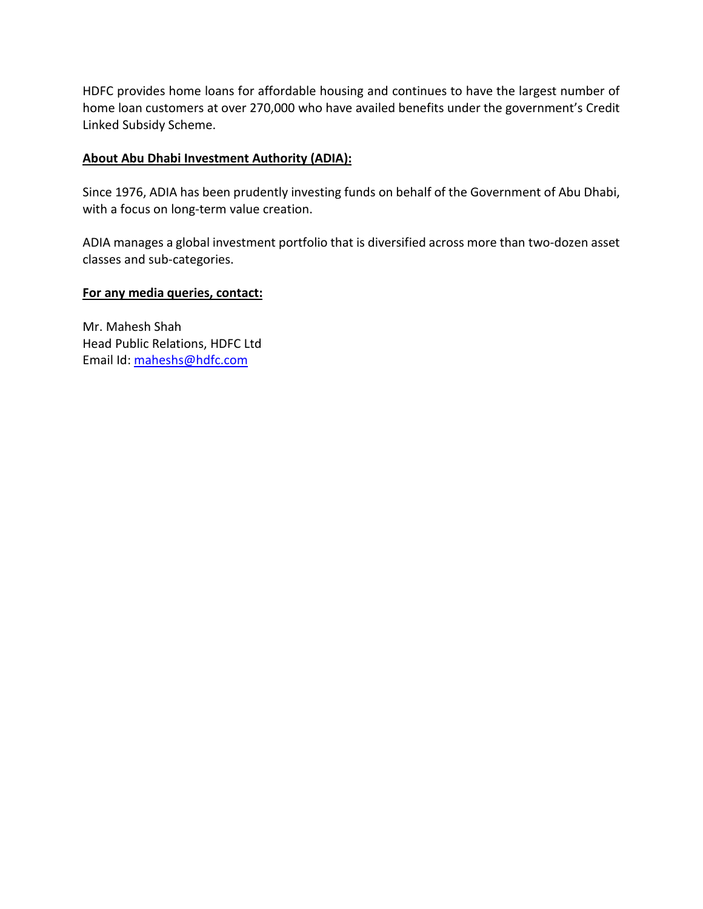HDFC provides home loans for affordable housing and continues to have the largest number of home loan customers at over 270,000 who have availed benefits under the government's Credit Linked Subsidy Scheme.

**About Abu Dhabi Investment Authority (ADIA):**

Since 1976, ADIA has been prudently investing funds on behalf of the Government of Abu Dhabi, with a focus on long-term value creation.

ADIA manages a global investment portfolio that is diversified across more than two-dozen asset classes and sub-categories.

**For any media queries, contact:**

Mr. Mahesh Shah
Head Public Relations, HDFC Ltd
Email Id: maheshs@hdfc.com